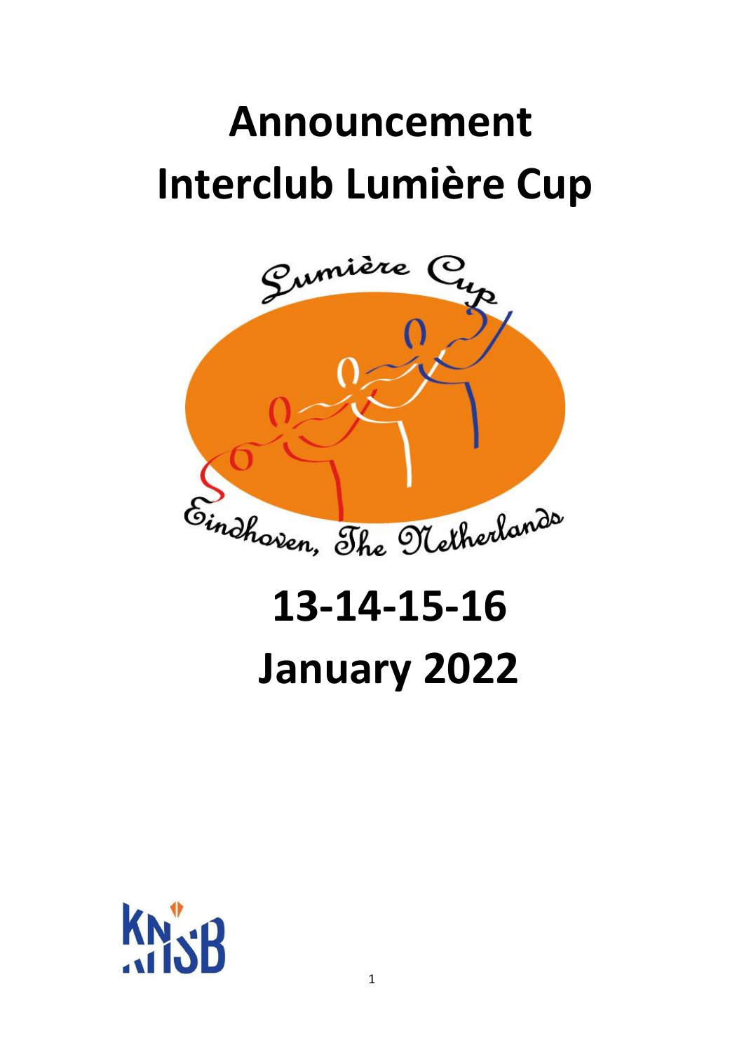# Announcement
# Interclub Lumière Cup

# 13-14-15-16
# January 2022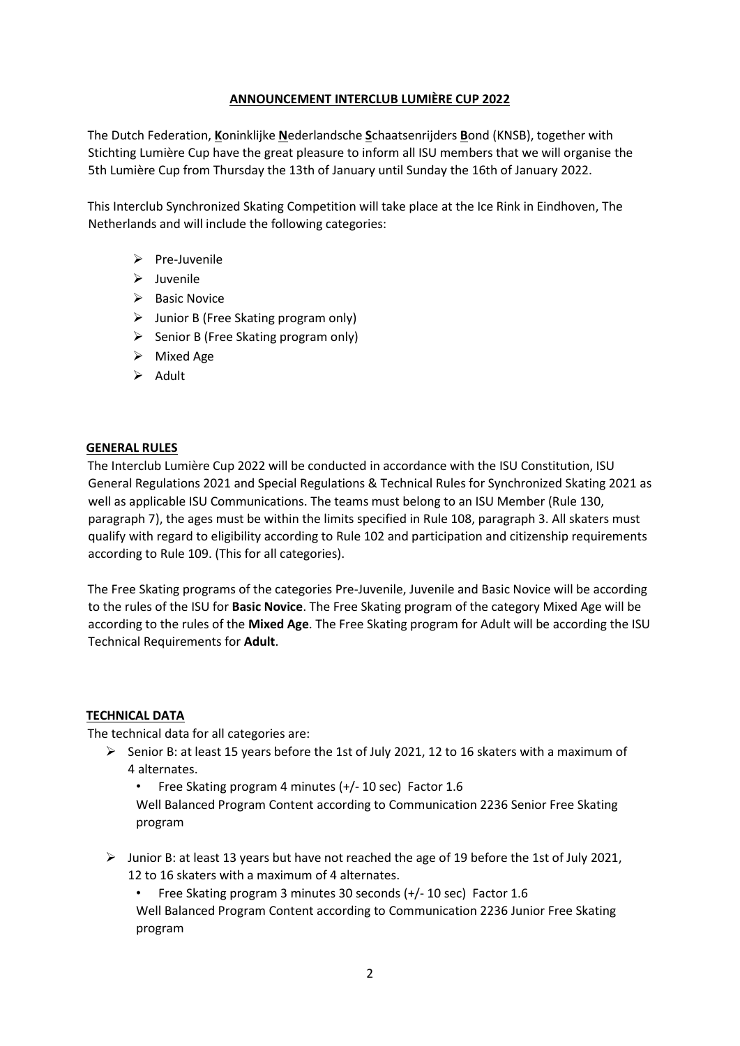## ANNOUNCEMENT INTERCLUB LUMIÈRE CUP 2022

The Dutch Federation, **K**oninklijke **N**ederlandsche **S**chaatsenrijders **B**ond (KNSB), together with Stichting Lumière Cup have the great pleasure to inform all ISU members that we will organise the 5th Lumière Cup from Thursday the 13th of January until Sunday the 16th of January 2022.

This Interclub Synchronized Skating Competition will take place at the Ice Rink in Eindhoven, The Netherlands and will include the following categories:

- Pre-Juvenile
- Juvenile
- Basic Novice
- Junior B (Free Skating program only)
- Senior B (Free Skating program only)
- Mixed Age
- Adult

### GENERAL RULES

The Interclub Lumière Cup 2022 will be conducted in accordance with the ISU Constitution, ISU General Regulations 2021 and Special Regulations & Technical Rules for Synchronized Skating 2021 as well as applicable ISU Communications. The teams must belong to an ISU Member (Rule 130, paragraph 7), the ages must be within the limits specified in Rule 108, paragraph 3. All skaters must qualify with regard to eligibility according to Rule 102 and participation and citizenship requirements according to Rule 109. (This for all categories).

The Free Skating programs of the categories Pre-Juvenile, Juvenile and Basic Novice will be according to the rules of the ISU for **Basic Novice**. The Free Skating program of the category Mixed Age will be according to the rules of the **Mixed Age**. The Free Skating program for Adult will be according the ISU Technical Requirements for **Adult**.

### TECHNICAL DATA

The technical data for all categories are:

- Senior B: at least 15 years before the 1st of July 2021, 12 to 16 skaters with a maximum of 4 alternates.
  - Free Skating program 4 minutes (+/- 10 sec) Factor 1.6

  Well Balanced Program Content according to Communication 2236 Senior Free Skating program
- Junior B: at least 13 years but have not reached the age of 19 before the 1st of July 2021, 12 to 16 skaters with a maximum of 4 alternates.
  - Free Skating program 3 minutes 30 seconds (+/- 10 sec) Factor 1.6

  Well Balanced Program Content according to Communication 2236 Junior Free Skating program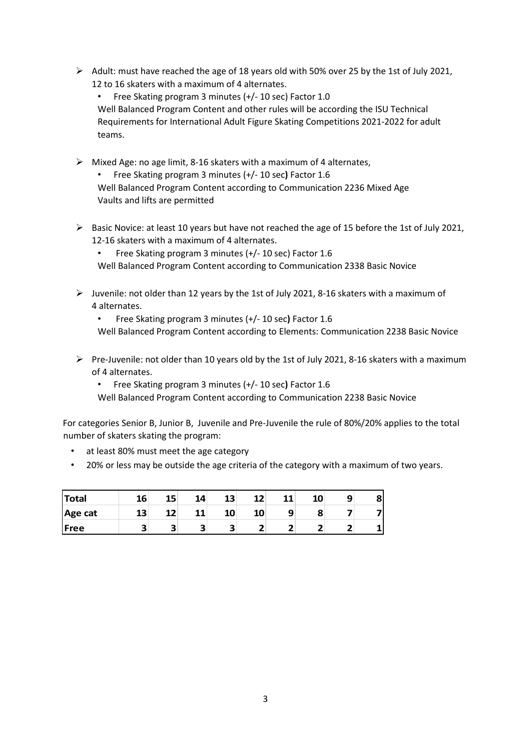- Adult: must have reached the age of 18 years old with 50% over 25 by the 1st of July 2021, 12 to 16 skaters with a maximum of 4 alternates.
  - Free Skating program 3 minutes (+/- 10 sec) Factor 1.0

  Well Balanced Program Content and other rules will be according the ISU Technical Requirements for International Adult Figure Skating Competitions 2021-2022 for adult teams.

- Mixed Age: no age limit, 8-16 skaters with a maximum of 4 alternates,
  - Free Skating program 3 minutes (+/- 10 sec**)** Factor 1.6

  Well Balanced Program Content according to Communication 2236 Mixed Age
  Vaults and lifts are permitted

- Basic Novice: at least 10 years but have not reached the age of 15 before the 1st of July 2021, 12-16 skaters with a maximum of 4 alternates.
  - Free Skating program 3 minutes (+/- 10 sec) Factor 1.6

  Well Balanced Program Content according to Communication 2338 Basic Novice

- Juvenile: not older than 12 years by the 1st of July 2021, 8-16 skaters with a maximum of 4 alternates.
  - Free Skating program 3 minutes (+/- 10 sec**)** Factor 1.6

  Well Balanced Program Content according to Elements: Communication 2238 Basic Novice

- Pre-Juvenile: not older than 10 years old by the 1st of July 2021, 8-16 skaters with a maximum of 4 alternates.
  - Free Skating program 3 minutes (+/- 10 sec**)** Factor 1.6

  Well Balanced Program Content according to Communication 2238 Basic Novice

For categories Senior B, Junior B, Juvenile and Pre-Juvenile the rule of 80%/20% applies to the total number of skaters skating the program:

- at least 80% must meet the age category
- 20% or less may be outside the age criteria of the category with a maximum of two years.

| **Total** | **16** | **15** | **14** | **13** | **12** | **11** | **10** | **9** | **8** |
|---|---|---|---|---|---|---|---|---|---|
| **Age cat** | **13** | **12** | **11** | **10** | **10** | **9** | **8** | **7** | **7** |
| **Free** | **3** | **3** | **3** | **3** | **2** | **2** | **2** | **2** | **1** |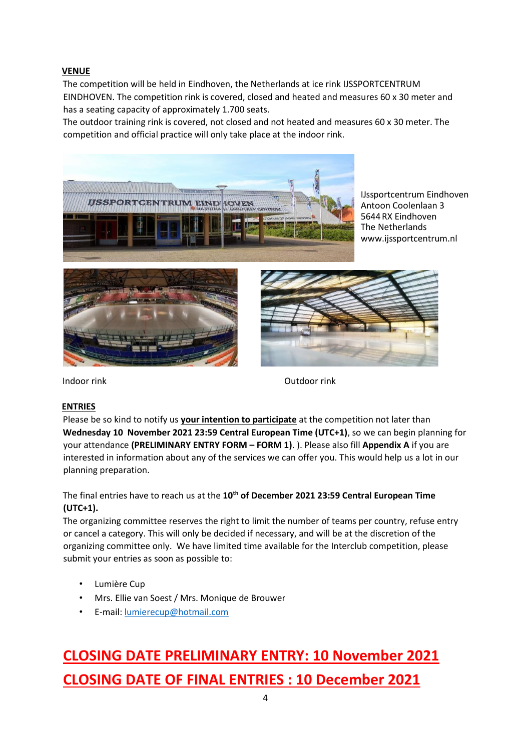## VENUE

The competition will be held in Eindhoven, the Netherlands at ice rink IJSSPORTCENTRUM EINDHOVEN. The competition rink is covered, closed and heated and measures 60 x 30 meter and has a seating capacity of approximately 1.700 seats.

The outdoor training rink is covered, not closed and not heated and measures 60 x 30 meter. The competition and official practice will only take place at the indoor rink.

IJssportcentrum Eindhoven
Antoon Coolenlaan 3
5644 RX Eindhoven
The Netherlands
www.ijssportcentrum.nl

Indoor rink

Outdoor rink

## ENTRIES

Please be so kind to notify us **your intention to participate** at the competition not later than **Wednesday 10 November 2021 23:59 Central European Time (UTC+1)**, so we can begin planning for your attendance **(PRELIMINARY ENTRY FORM – FORM 1)**. ). Please also fill **Appendix A** if you are interested in information about any of the services we can offer you. This would help us a lot in our planning preparation.

The final entries have to reach us at the **10th of December 2021 23:59 Central European Time (UTC+1).**

The organizing committee reserves the right to limit the number of teams per country, refuse entry or cancel a category. This will only be decided if necessary, and will be at the discretion of the organizing committee only. We have limited time available for the Interclub competition, please submit your entries as soon as possible to:

- Lumière Cup
- Mrs. Ellie van Soest / Mrs. Monique de Brouwer
- E-mail: lumierecup@hotmail.com

# CLOSING DATE PRELIMINARY ENTRY: 10 November 2021

# CLOSING DATE OF FINAL ENTRIES : 10 December 2021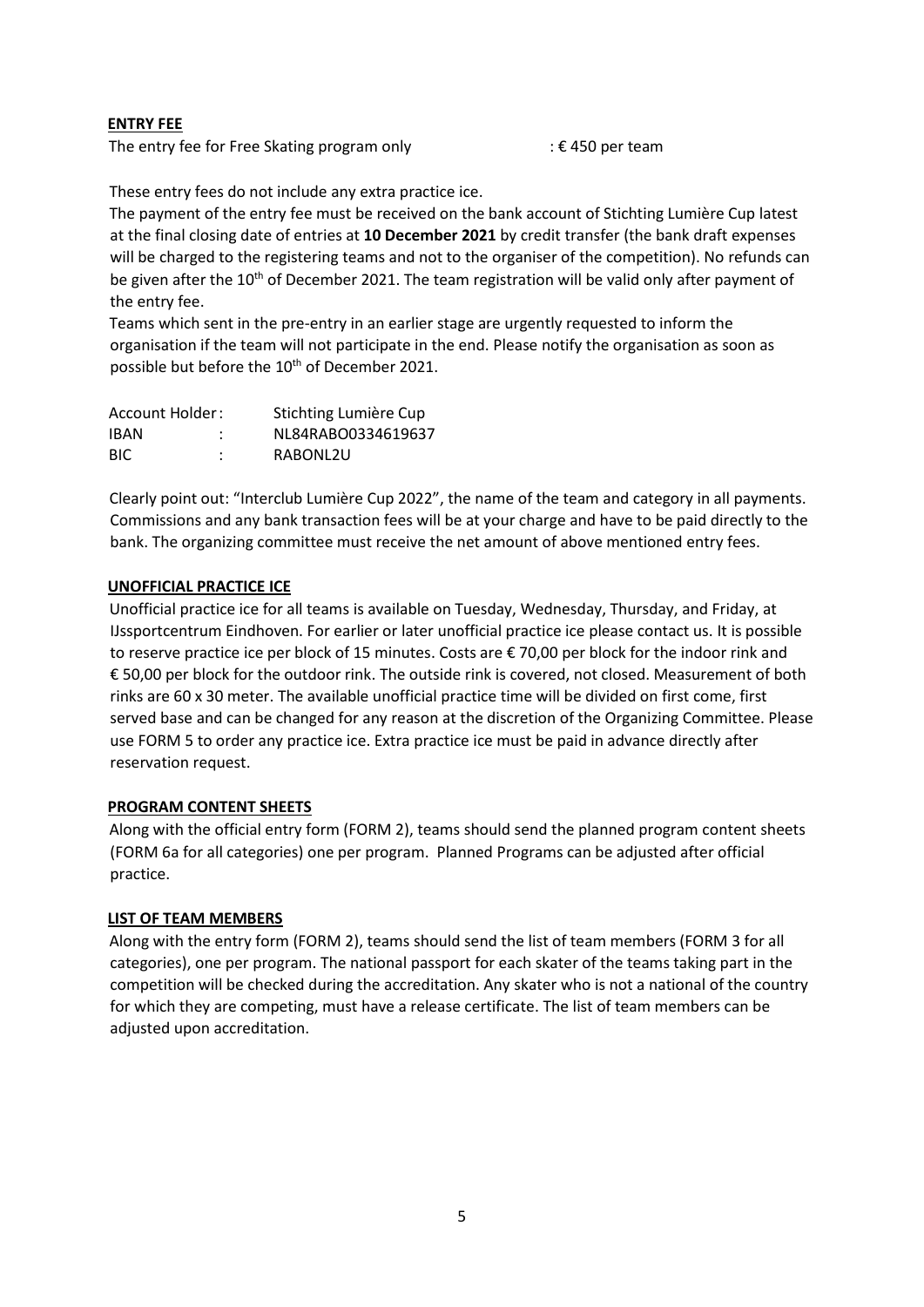**ENTRY FEE**

The entry fee for Free Skating program only : € 450 per team

These entry fees do not include any extra practice ice.

The payment of the entry fee must be received on the bank account of Stichting Lumière Cup latest at the final closing date of entries at **10 December 2021** by credit transfer (the bank draft expenses will be charged to the registering teams and not to the organiser of the competition). No refunds can be given after the 10th of December 2021. The team registration will be valid only after payment of the entry fee.

Teams which sent in the pre-entry in an earlier stage are urgently requested to inform the organisation if the team will not participate in the end. Please notify the organisation as soon as possible but before the 10th of December 2021.

Account Holder : Stichting Lumière Cup
IBAN : NL84RABO0334619637
BIC : RABONL2U

Clearly point out: "Interclub Lumière Cup 2022", the name of the team and category in all payments. Commissions and any bank transaction fees will be at your charge and have to be paid directly to the bank. The organizing committee must receive the net amount of above mentioned entry fees.

**UNOFFICIAL PRACTICE ICE**

Unofficial practice ice for all teams is available on Tuesday, Wednesday, Thursday, and Friday, at IJssportcentrum Eindhoven. For earlier or later unofficial practice ice please contact us. It is possible to reserve practice ice per block of 15 minutes. Costs are € 70,00 per block for the indoor rink and € 50,00 per block for the outdoor rink. The outside rink is covered, not closed. Measurement of both rinks are 60 x 30 meter. The available unofficial practice time will be divided on first come, first served base and can be changed for any reason at the discretion of the Organizing Committee. Please use FORM 5 to order any practice ice. Extra practice ice must be paid in advance directly after reservation request.

**PROGRAM CONTENT SHEETS**

Along with the official entry form (FORM 2), teams should send the planned program content sheets (FORM 6a for all categories) one per program. Planned Programs can be adjusted after official practice.

**LIST OF TEAM MEMBERS**

Along with the entry form (FORM 2), teams should send the list of team members (FORM 3 for all categories), one per program. The national passport for each skater of the teams taking part in the competition will be checked during the accreditation. Any skater who is not a national of the country for which they are competing, must have a release certificate. The list of team members can be adjusted upon accreditation.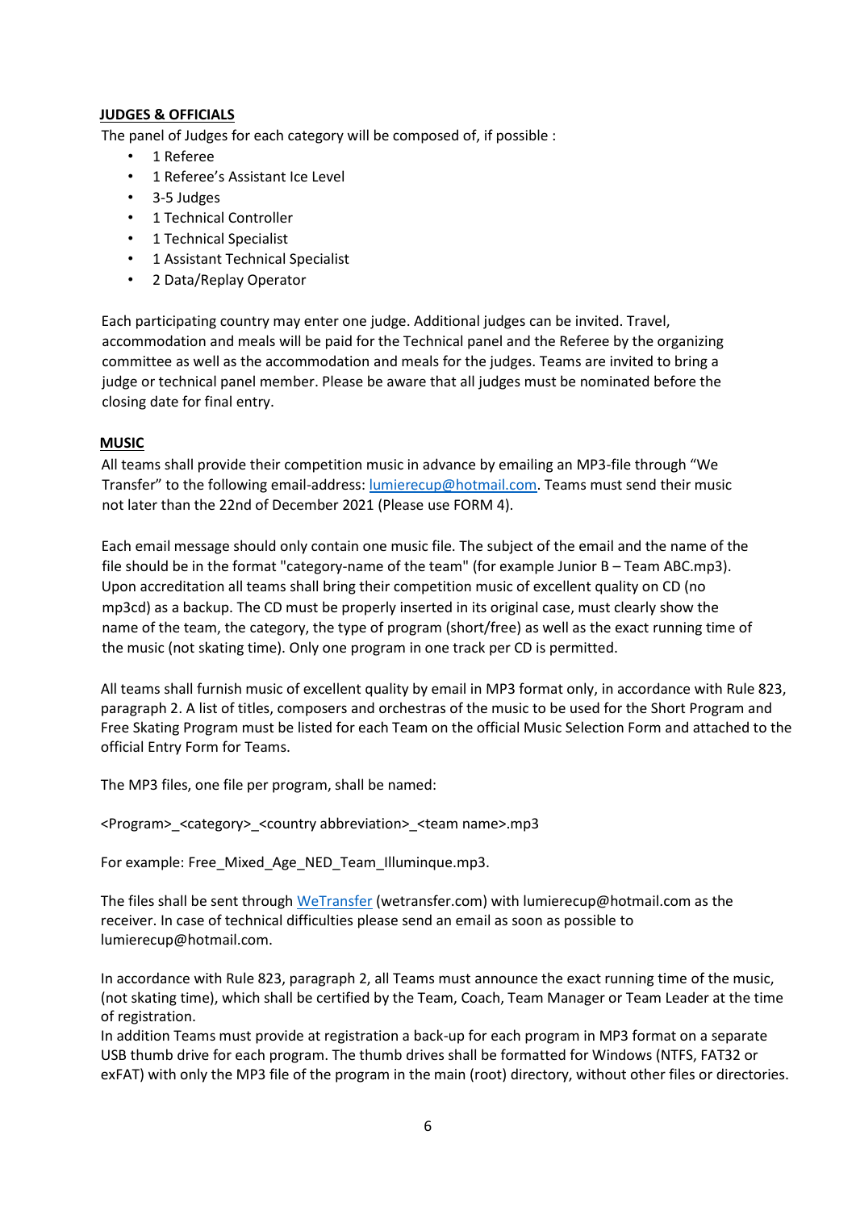**JUDGES & OFFICIALS**

The panel of Judges for each category will be composed of, if possible :

- 1 Referee
- 1 Referee's Assistant Ice Level
- 3-5 Judges
- 1 Technical Controller
- 1 Technical Specialist
- 1 Assistant Technical Specialist
- 2 Data/Replay Operator

Each participating country may enter one judge. Additional judges can be invited. Travel, accommodation and meals will be paid for the Technical panel and the Referee by the organizing committee as well as the accommodation and meals for the judges. Teams are invited to bring a judge or technical panel member. Please be aware that all judges must be nominated before the closing date for final entry.

**MUSIC**

All teams shall provide their competition music in advance by emailing an MP3-file through "We Transfer" to the following email-address: lumierecup@hotmail.com. Teams must send their music not later than the 22nd of December 2021 (Please use FORM 4).

Each email message should only contain one music file. The subject of the email and the name of the file should be in the format "category-name of the team" (for example Junior B – Team ABC.mp3). Upon accreditation all teams shall bring their competition music of excellent quality on CD (no mp3cd) as a backup. The CD must be properly inserted in its original case, must clearly show the name of the team, the category, the type of program (short/free) as well as the exact running time of the music (not skating time). Only one program in one track per CD is permitted.

All teams shall furnish music of excellent quality by email in MP3 format only, in accordance with Rule 823, paragraph 2. A list of titles, composers and orchestras of the music to be used for the Short Program and Free Skating Program must be listed for each Team on the official Music Selection Form and attached to the official Entry Form for Teams.

The MP3 files, one file per program, shall be named:

<Program>_<category>_<country abbreviation>_<team name>.mp3

For example: Free_Mixed_Age_NED_Team_Illuminque.mp3.

The files shall be sent through WeTransfer (wetransfer.com) with lumierecup@hotmail.com as the receiver. In case of technical difficulties please send an email as soon as possible to lumierecup@hotmail.com.

In accordance with Rule 823, paragraph 2, all Teams must announce the exact running time of the music, (not skating time), which shall be certified by the Team, Coach, Team Manager or Team Leader at the time of registration.
In addition Teams must provide at registration a back-up for each program in MP3 format on a separate USB thumb drive for each program. The thumb drives shall be formatted for Windows (NTFS, FAT32 or exFAT) with only the MP3 file of the program in the main (root) directory, without other files or directories.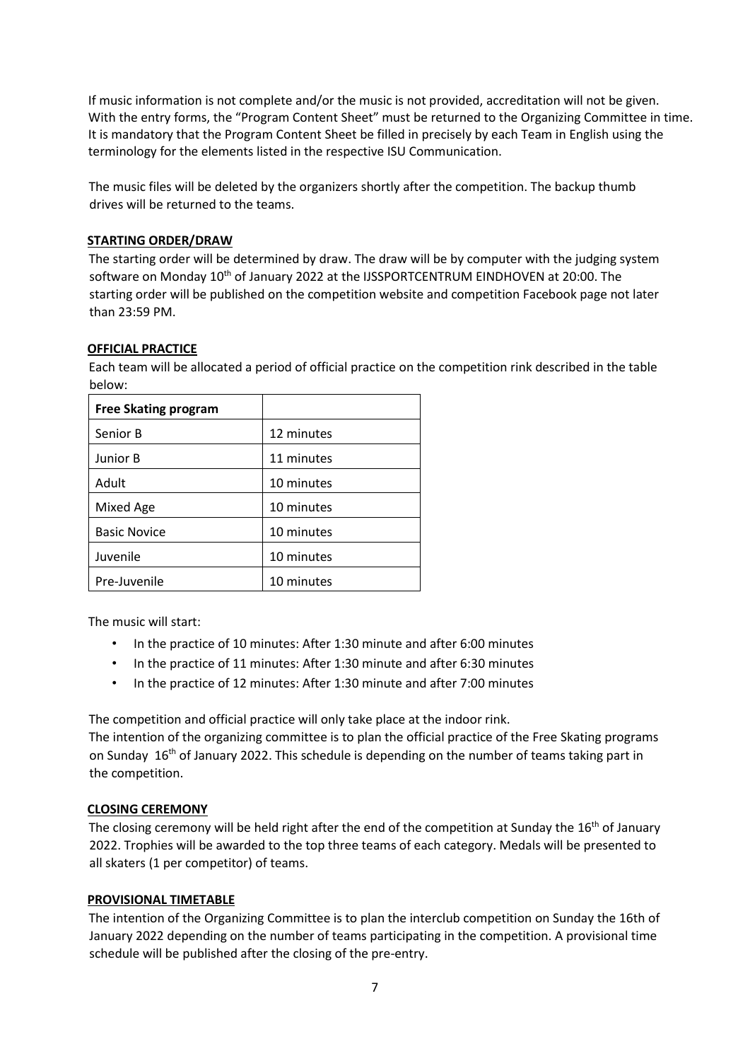If music information is not complete and/or the music is not provided, accreditation will not be given. With the entry forms, the "Program Content Sheet" must be returned to the Organizing Committee in time. It is mandatory that the Program Content Sheet be filled in precisely by each Team in English using the terminology for the elements listed in the respective ISU Communication.

The music files will be deleted by the organizers shortly after the competition. The backup thumb drives will be returned to the teams.

## STARTING ORDER/DRAW

The starting order will be determined by draw. The draw will be by computer with the judging system software on Monday 10th of January 2022 at the IJSSPORTCENTRUM EINDHOVEN at 20:00. The starting order will be published on the competition website and competition Facebook page not later than 23:59 PM.

## OFFICIAL PRACTICE

Each team will be allocated a period of official practice on the competition rink described in the table below:

| Free Skating program | |
|---|---|
| Senior B | 12 minutes |
| Junior B | 11 minutes |
| Adult | 10 minutes |
| Mixed Age | 10 minutes |
| Basic Novice | 10 minutes |
| Juvenile | 10 minutes |
| Pre-Juvenile | 10 minutes |

The music will start:

- In the practice of 10 minutes: After 1:30 minute and after 6:00 minutes
- In the practice of 11 minutes: After 1:30 minute and after 6:30 minutes
- In the practice of 12 minutes: After 1:30 minute and after 7:00 minutes

The competition and official practice will only take place at the indoor rink.
The intention of the organizing committee is to plan the official practice of the Free Skating programs on Sunday 16th of January 2022. This schedule is depending on the number of teams taking part in the competition.

## CLOSING CEREMONY

The closing ceremony will be held right after the end of the competition at Sunday the 16th of January 2022. Trophies will be awarded to the top three teams of each category. Medals will be presented to all skaters (1 per competitor) of teams.

## PROVISIONAL TIMETABLE

The intention of the Organizing Committee is to plan the interclub competition on Sunday the 16th of January 2022 depending on the number of teams participating in the competition. A provisional time schedule will be published after the closing of the pre-entry.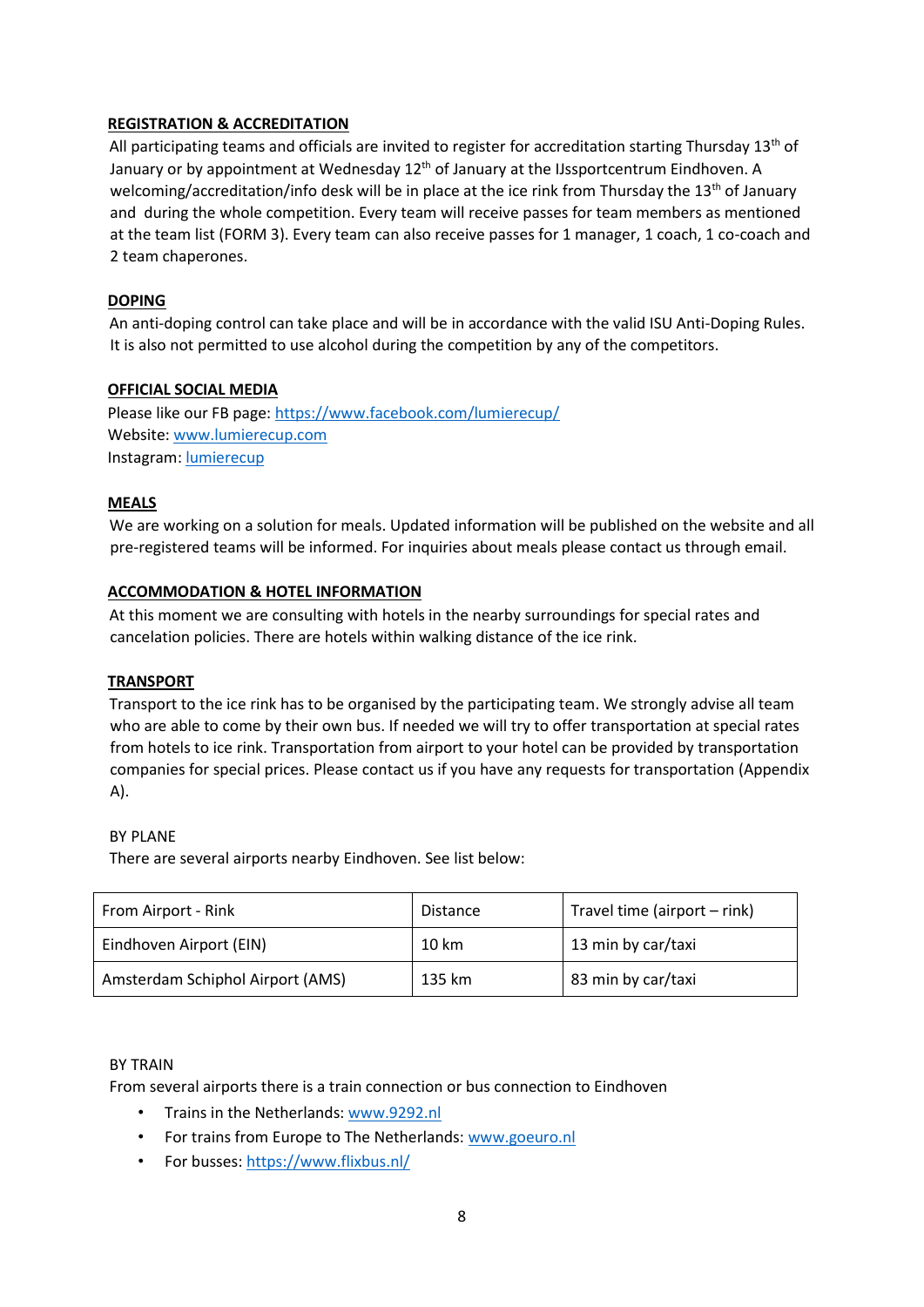**REGISTRATION & ACCREDITATION**

All participating teams and officials are invited to register for accreditation starting Thursday 13th of January or by appointment at Wednesday 12th of January at the IJssportcentrum Eindhoven. A welcoming/accreditation/info desk will be in place at the ice rink from Thursday the 13th of January and during the whole competition. Every team will receive passes for team members as mentioned at the team list (FORM 3). Every team can also receive passes for 1 manager, 1 coach, 1 co-coach and 2 team chaperones.

**DOPING**

An anti-doping control can take place and will be in accordance with the valid ISU Anti-Doping Rules. It is also not permitted to use alcohol during the competition by any of the competitors.

**OFFICIAL SOCIAL MEDIA**

Please like our FB page: https://www.facebook.com/lumierecup/
Website: www.lumierecup.com
Instagram: lumierecup

**MEALS**

We are working on a solution for meals. Updated information will be published on the website and all pre-registered teams will be informed. For inquiries about meals please contact us through email.

**ACCOMMODATION & HOTEL INFORMATION**

At this moment we are consulting with hotels in the nearby surroundings for special rates and cancelation policies. There are hotels within walking distance of the ice rink.

**TRANSPORT**

Transport to the ice rink has to be organised by the participating team. We strongly advise all team who are able to come by their own bus. If needed we will try to offer transportation at special rates from hotels to ice rink. Transportation from airport to your hotel can be provided by transportation companies for special prices. Please contact us if you have any requests for transportation (Appendix A).

BY PLANE

There are several airports nearby Eindhoven. See list below:

| From Airport - Rink | Distance | Travel time (airport – rink) |
|---|---|---|
| Eindhoven Airport (EIN) | 10 km | 13 min by car/taxi |
| Amsterdam Schiphol Airport (AMS) | 135 km | 83 min by car/taxi |

BY TRAIN

From several airports there is a train connection or bus connection to Eindhoven

- Trains in the Netherlands: www.9292.nl
- For trains from Europe to The Netherlands: www.goeuro.nl
- For busses: https://www.flixbus.nl/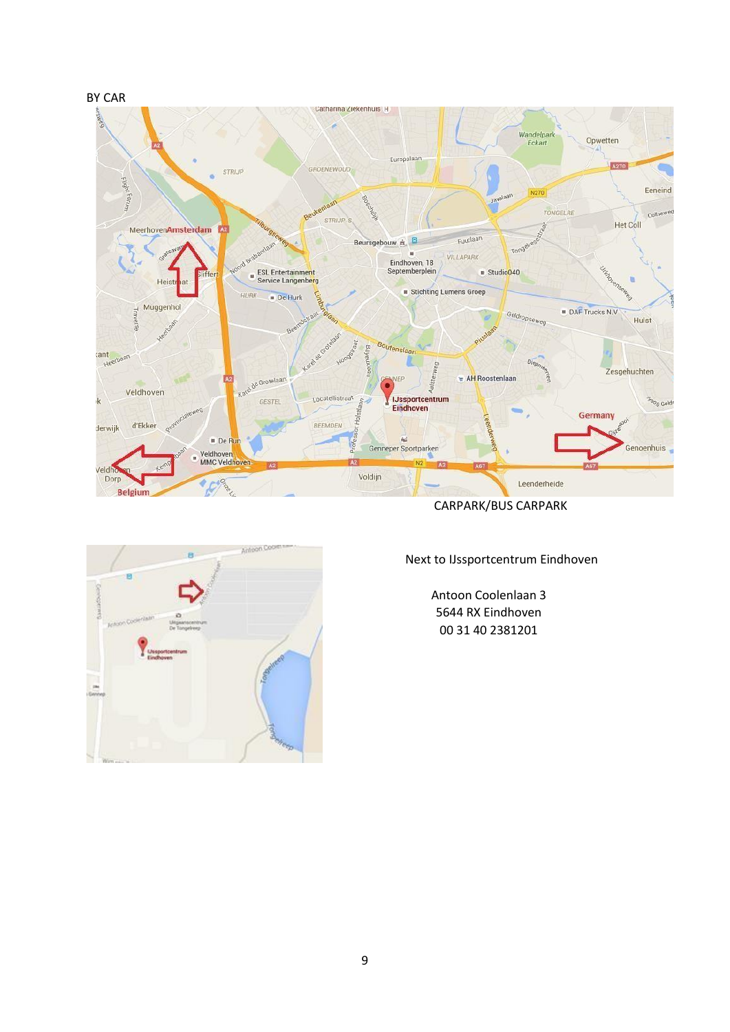BY CAR

CARPARK/BUS CARPARK

Next to IJssportcentrum Eindhoven

Antoon Coolenlaan 3
5644 RX Eindhoven
00 31 40 2381201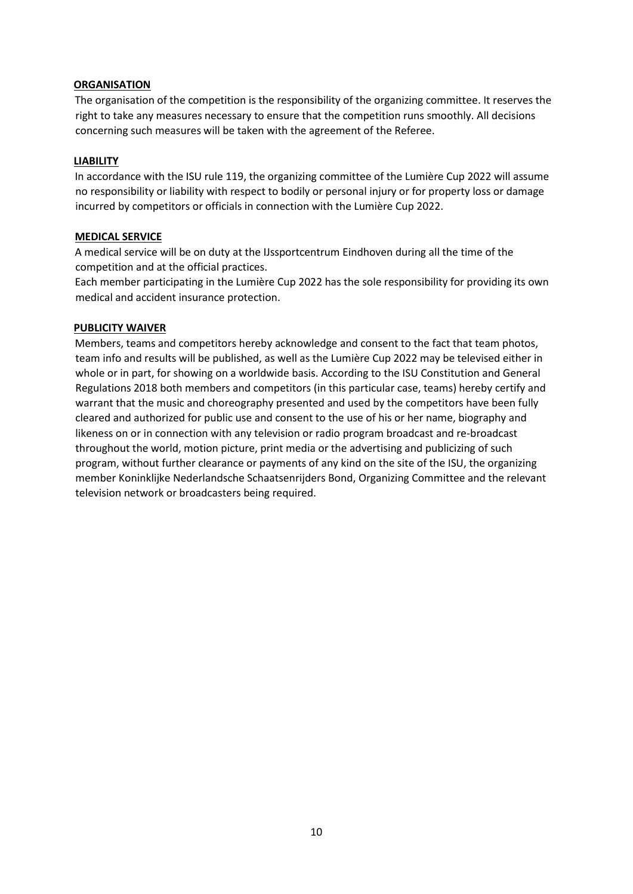## ORGANISATION

The organisation of the competition is the responsibility of the organizing committee. It reserves the right to take any measures necessary to ensure that the competition runs smoothly. All decisions concerning such measures will be taken with the agreement of the Referee.

## LIABILITY

In accordance with the ISU rule 119, the organizing committee of the Lumière Cup 2022 will assume no responsibility or liability with respect to bodily or personal injury or for property loss or damage incurred by competitors or officials in connection with the Lumière Cup 2022.

## MEDICAL SERVICE

A medical service will be on duty at the IJssportcentrum Eindhoven during all the time of the competition and at the official practices.

Each member participating in the Lumière Cup 2022 has the sole responsibility for providing its own medical and accident insurance protection.

## PUBLICITY WAIVER

Members, teams and competitors hereby acknowledge and consent to the fact that team photos, team info and results will be published, as well as the Lumière Cup 2022 may be televised either in whole or in part, for showing on a worldwide basis. According to the ISU Constitution and General Regulations 2018 both members and competitors (in this particular case, teams) hereby certify and warrant that the music and choreography presented and used by the competitors have been fully cleared and authorized for public use and consent to the use of his or her name, biography and likeness on or in connection with any television or radio program broadcast and re-broadcast throughout the world, motion picture, print media or the advertising and publicizing of such program, without further clearance or payments of any kind on the site of the ISU, the organizing member Koninklijke Nederlandsche Schaatsenrijders Bond, Organizing Committee and the relevant television network or broadcasters being required.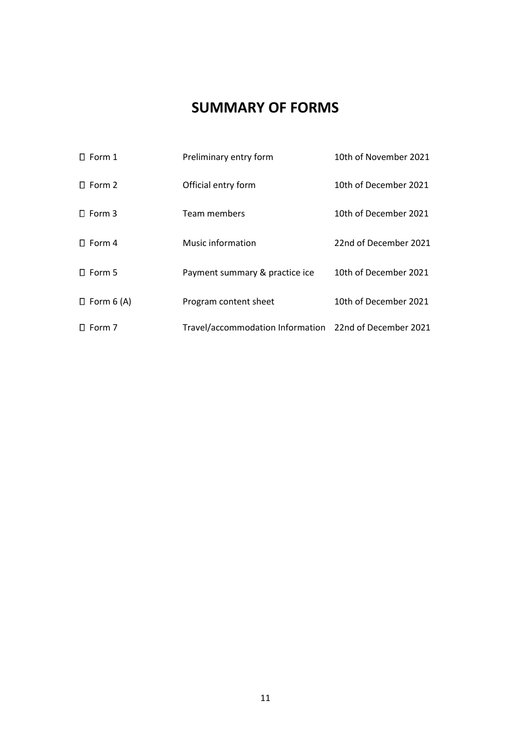# SUMMARY OF FORMS

| | | |
|---|---|---|
| Form 1 | Preliminary entry form | 10th of November 2021 |
| Form 2 | Official entry form | 10th of December 2021 |
| Form 3 | Team members | 10th of December 2021 |
| Form 4 | Music information | 22nd of December 2021 |
| Form 5 | Payment summary & practice ice | 10th of December 2021 |
| Form 6 (A) | Program content sheet | 10th of December 2021 |
| Form 7 | Travel/accommodation Information | 22nd of December 2021 |